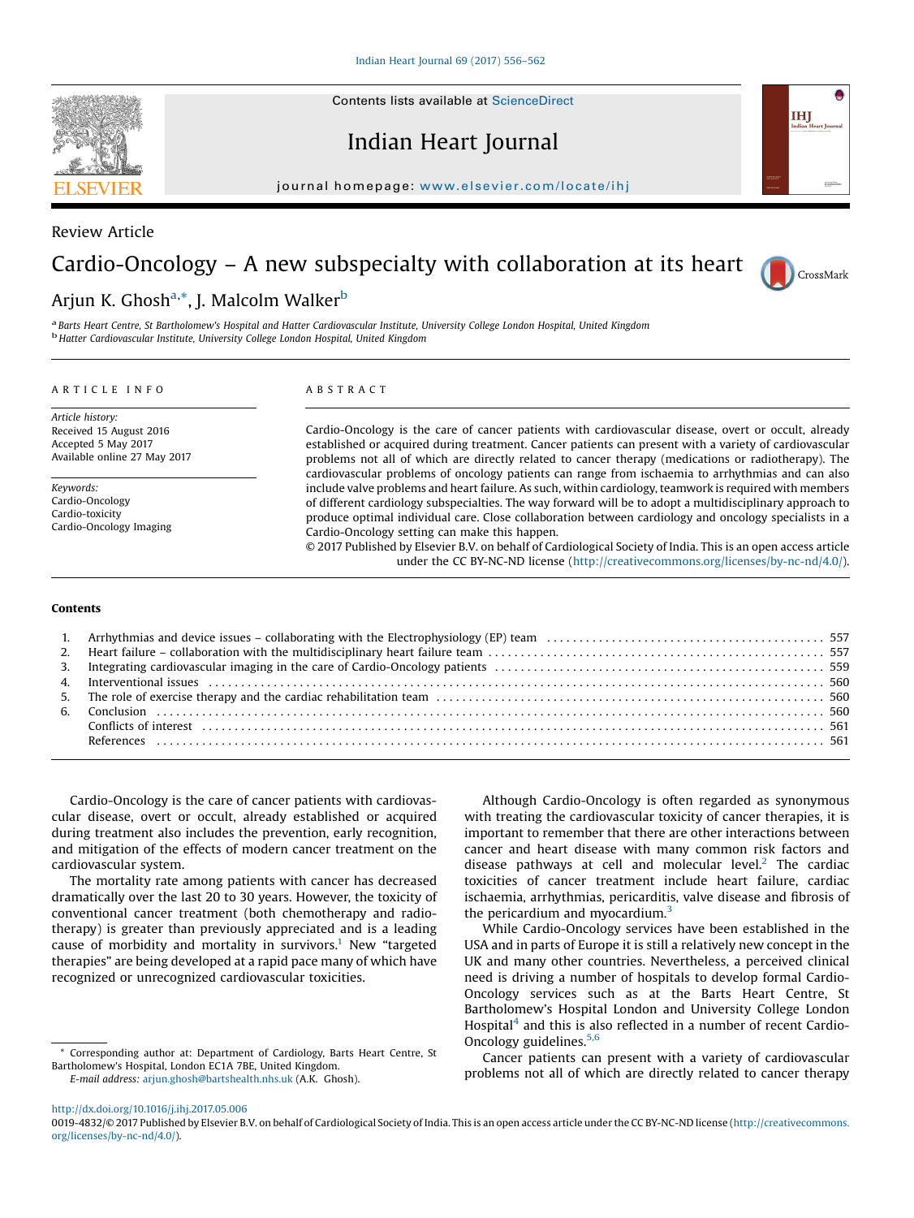Review Article

# Cardio-Oncology – A new subspecialty with collaboration at its heart

Arjun K. Ghosh[a,*], J. Malcolm Walker[b]

[a] Barts Heart Centre, St Bartholomew's Hospital and Hatter Cardiovascular Institute, University College London Hospital, United Kingdom
[b] Hatter Cardiovascular Institute, University College London Hospital, United Kingdom

ARTICLE INFO

*Article history:*
Received 15 August 2016
Accepted 5 May 2017
Available online 27 May 2017

*Keywords:*
Cardio-Oncology
Cardio-toxicity
Cardio-Oncology Imaging

ABSTRACT

Cardio-Oncology is the care of cancer patients with cardiovascular disease, overt or occult, already established or acquired during treatment. Cancer patients can present with a variety of cardiovascular problems not all of which are directly related to cancer therapy (medications or radiotherapy). The cardiovascular problems of oncology patients can range from ischaemia to arrhythmias and can also include valve problems and heart failure. As such, within cardiology, teamwork is required with members of different cardiology subspecialties. The way forward will be to adopt a multidisciplinary approach to produce optimal individual care. Close collaboration between cardiology and oncology specialists in a Cardio-Oncology setting can make this happen.

© 2017 Published by Elsevier B.V. on behalf of Cardiological Society of India. This is an open access article under the CC BY-NC-ND license (http://creativecommons.org/licenses/by-nc-nd/4.0/).

## Contents

1. Arrhythmias and device issues – collaborating with the Electrophysiology (EP) team . . . . . 557
2. Heart failure – collaboration with the multidisciplinary heart failure team . . . . . 557
3. Integrating cardiovascular imaging in the care of Cardio-Oncology patients . . . . . 559
4. Interventional issues . . . . . 560
5. The role of exercise therapy and the cardiac rehabilitation team . . . . . 560
6. Conclusion . . . . . 560

Conflicts of interest . . . . . 561
References . . . . . 561

Cardio-Oncology is the care of cancer patients with cardiovascular disease, overt or occult, already established or acquired during treatment also includes the prevention, early recognition, and mitigation of the effects of modern cancer treatment on the cardiovascular system.

The mortality rate among patients with cancer has decreased dramatically over the last 20 to 30 years. However, the toxicity of conventional cancer treatment (both chemotherapy and radiotherapy) is greater than previously appreciated and is a leading cause of morbidity and mortality in survivors.[1] New "targeted therapies" are being developed at a rapid pace many of which have recognized or unrecognized cardiovascular toxicities.

Although Cardio-Oncology is often regarded as synonymous with treating the cardiovascular toxicity of cancer therapies, it is important to remember that there are other interactions between cancer and heart disease with many common risk factors and disease pathways at cell and molecular level.[2] The cardiac toxicities of cancer treatment include heart failure, cardiac ischaemia, arrhythmias, pericarditis, valve disease and fibrosis of the pericardium and myocardium.[3]

While Cardio-Oncology services have been established in the USA and in parts of Europe it is still a relatively new concept in the UK and many other countries. Nevertheless, a perceived clinical need is driving a number of hospitals to develop formal Cardio-Oncology services such as at the Barts Heart Centre, St Bartholomew's Hospital London and University College London Hospital[4] and this is also reflected in a number of recent Cardio-Oncology guidelines.[5,6]

Cancer patients can present with a variety of cardiovascular problems not all of which are directly related to cancer therapy

* Corresponding author at: Department of Cardiology, Barts Heart Centre, St Bartholomew's Hospital, London EC1A 7BE, United Kingdom.
*E-mail address:* arjun.ghosh@bartshealth.nhs.uk (A.K. Ghosh).

http://dx.doi.org/10.1016/j.ihj.2017.05.006
0019-4832/© 2017 Published by Elsevier B.V. on behalf of Cardiological Society of India. This is an open access article under the CC BY-NC-ND license (http://creativecommons.org/licenses/by-nc-nd/4.0/).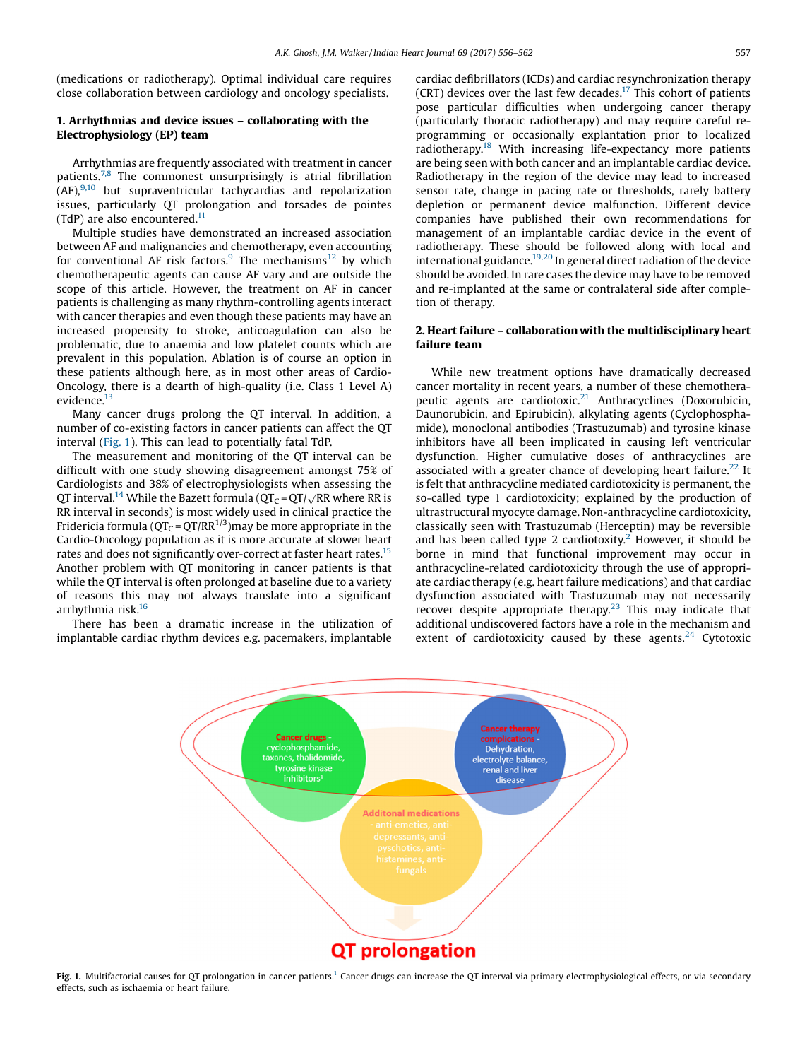(medications or radiotherapy). Optimal individual care requires close collaboration between cardiology and oncology specialists.

## 1. Arrhythmias and device issues – collaborating with the Electrophysiology (EP) team

Arrhythmias are frequently associated with treatment in cancer patients.[7,8] The commonest unsurprisingly is atrial fibrillation (AF),[9,10] but supraventricular tachycardias and repolarization issues, particularly QT prolongation and torsades de pointes (TdP) are also encountered.[11]

Multiple studies have demonstrated an increased association between AF and malignancies and chemotherapy, even accounting for conventional AF risk factors.[9] The mechanisms[12] by which chemotherapeutic agents can cause AF vary and are outside the scope of this article. However, the treatment on AF in cancer patients is challenging as many rhythm-controlling agents interact with cancer therapies and even though these patients may have an increased propensity to stroke, anticoagulation can also be problematic, due to anaemia and low platelet counts which are prevalent in this population. Ablation is of course an option in these patients although here, as in most other areas of Cardio-Oncology, there is a dearth of high-quality (i.e. Class 1 Level A) evidence.[13]

Many cancer drugs prolong the QT interval. In addition, a number of co-existing factors in cancer patients can affect the QT interval (Fig. 1). This can lead to potentially fatal TdP.

The measurement and monitoring of the QT interval can be difficult with one study showing disagreement amongst 75% of Cardiologists and 38% of electrophysiologists when assessing the QT interval.[14] While the Bazett formula ($QT_C = QT/\sqrt{RR}$ where RR is RR interval in seconds) is most widely used in clinical practice the Fridericia formula ($QT_C = QT/RR^{1/3}$)may be more appropriate in the Cardio-Oncology population as it is more accurate at slower heart rates and does not significantly over-correct at faster heart rates.[15] Another problem with QT monitoring in cancer patients is that while the QT interval is often prolonged at baseline due to a variety of reasons this may not always translate into a significant arrhythmia risk.[16]

There has been a dramatic increase in the utilization of implantable cardiac rhythm devices e.g. pacemakers, implantable cardiac defibrillators (ICDs) and cardiac resynchronization therapy (CRT) devices over the last few decades.[17] This cohort of patients pose particular difficulties when undergoing cancer therapy (particularly thoracic radiotherapy) and may require careful re-programming or occasionally explantation prior to localized radiotherapy.[18] With increasing life-expectancy more patients are being seen with both cancer and an implantable cardiac device. Radiotherapy in the region of the device may lead to increased sensor rate, change in pacing rate or thresholds, rarely battery depletion or permanent device malfunction. Different device companies have published their own recommendations for management of an implantable cardiac device in the event of radiotherapy. These should be followed along with local and international guidance.[19,20] In general direct radiation of the device should be avoided. In rare cases the device may have to be removed and re-implanted at the same or contralateral side after completion of therapy.

## 2. Heart failure – collaboration with the multidisciplinary heart failure team

While new treatment options have dramatically decreased cancer mortality in recent years, a number of these chemotherapeutic agents are cardiotoxic.[21] Anthracyclines (Doxorubicin, Daunorubicin, and Epirubicin), alkylating agents (Cyclophosphamide), monoclonal antibodies (Trastuzumab) and tyrosine kinase inhibitors have all been implicated in causing left ventricular dysfunction. Higher cumulative doses of anthracyclines are associated with a greater chance of developing heart failure.[22] It is felt that anthracycline mediated cardiotoxicity is permanent, the so-called type 1 cardiotoxicity; explained by the production of ultrastructural myocyte damage. Non-anthracycline cardiotoxicity, classically seen with Trastuzumab (Herceptin) may be reversible and has been called type 2 cardiotoxicity.[2] However, it should be borne in mind that functional improvement may occur in anthracycline-related cardiotoxicity through the use of appropriate cardiac therapy (e.g. heart failure medications) and that cardiac dysfunction associated with Trastuzumab may not necessarily recover despite appropriate therapy.[23] This may indicate that additional undiscovered factors have a role in the mechanism and extent of cardiotoxicity caused by these agents.[24] Cytotoxic

**Fig. 1.** Multifactorial causes for QT prolongation in cancer patients.[1] Cancer drugs can increase the QT interval via primary electrophysiological effects, or via secondary effects, such as ischaemia or heart failure.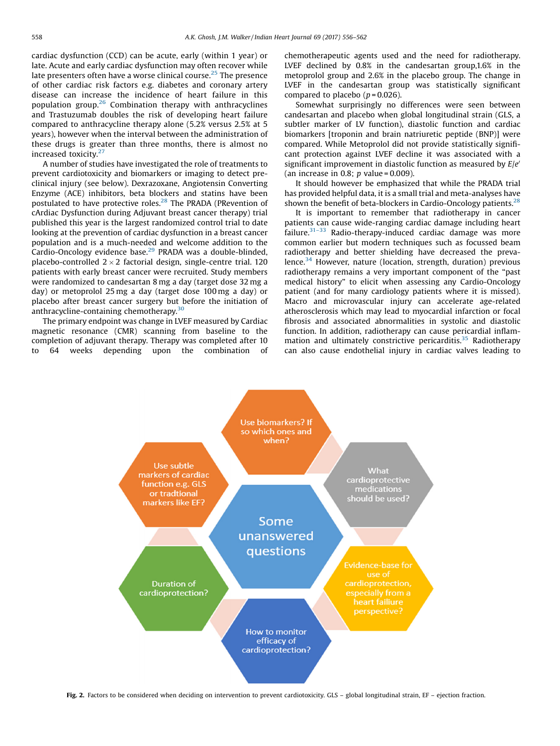cardiac dysfunction (CCD) can be acute, early (within 1 year) or late. Acute and early cardiac dysfunction may often recover while late presenters often have a worse clinical course.[25] The presence of other cardiac risk factors e.g. diabetes and coronary artery disease can increase the incidence of heart failure in this population group.[26] Combination therapy with anthracyclines and Trastuzumab doubles the risk of developing heart failure compared to anthracycline therapy alone (5.2% versus 2.5% at 5 years), however when the interval between the administration of these drugs is greater than three months, there is almost no increased toxicity.[27]

A number of studies have investigated the role of treatments to prevent cardiotoxicity and biomarkers or imaging to detect preclinical injury (see below). Dexrazoxane, Angiotensin Converting Enzyme (ACE) inhibitors, beta blockers and statins have been postulated to have protective roles.[28] The PRADA (PRevention of cArdiac Dysfunction during Adjuvant breast cancer therapy) trial published this year is the largest randomized control trial to date looking at the prevention of cardiac dysfunction in a breast cancer population and is a much-needed and welcome addition to the Cardio-Oncology evidence base.[29] PRADA was a double-blinded, placebo-controlled $2 \times 2$ factorial design, single-centre trial. 120 patients with early breast cancer were recruited. Study members were randomized to candesartan 8 mg a day (target dose 32 mg a day) or metoprolol 25 mg a day (target dose 100 mg a day) or placebo after breast cancer surgery but before the initiation of anthracycline-containing chemotherapy.[30]

The primary endpoint was change in LVEF measured by Cardiac magnetic resonance (CMR) scanning from baseline to the completion of adjuvant therapy. Therapy was completed after 10 to 64 weeks depending upon the combination of chemotherapeutic agents used and the need for radiotherapy. LVEF declined by 0.8% in the candesartan group,1.6% in the metoprolol group and 2.6% in the placebo group. The change in LVEF in the candesartan group was statistically significant compared to placebo ($p = 0.026$).

Somewhat surprisingly no differences were seen between candesartan and placebo when global longitudinal strain (GLS, a subtler marker of LV function), diastolic function and cardiac biomarkers [troponin and brain natriuretic peptide (BNP)] were compared. While Metoprolol did not provide statistically significant protection against LVEF decline it was associated with a significant improvement in diastolic function as measured by $E/e'$ (an increase in 0.8; $p$ value $= 0.009$).

It should however be emphasized that while the PRADA trial has provided helpful data, it is a small trial and meta-analyses have shown the benefit of beta-blockers in Cardio-Oncology patients.[28]

It is important to remember that radiotherapy in cancer patients can cause wide-ranging cardiac damage including heart failure.[31–33] Radio-therapy-induced cardiac damage was more common earlier but modern techniques such as focussed beam radiotherapy and better shielding have decreased the prevalence.[34] However, nature (location, strength, duration) previous radiotherapy remains a very important component of the "past medical history" to elicit when assessing any Cardio-Oncology patient (and for many cardiology patients where it is missed). Macro and microvascular injury can accelerate age-related atherosclerosis which may lead to myocardial infarction or focal fibrosis and associated abnormalities in systolic and diastolic function. In addition, radiotherapy can cause pericardial inflammation and ultimately constrictive pericarditis.[35] Radiotherapy can also cause endothelial injury in cardiac valves leading to

**Fig. 2.** Factors to be considered when deciding on intervention to prevent cardiotoxicity. GLS – global longitudinal strain, EF – ejection fraction.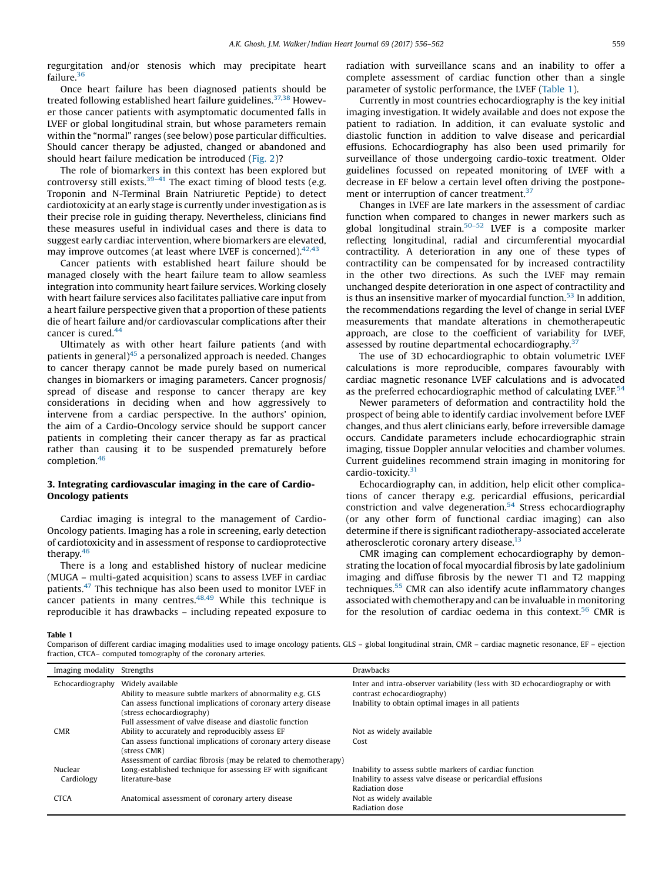regurgitation and/or stenosis which may precipitate heart failure.[36]

Once heart failure has been diagnosed patients should be treated following established heart failure guidelines.[37,38] However those cancer patients with asymptomatic documented falls in LVEF or global longitudinal strain, but whose parameters remain within the "normal" ranges (see below) pose particular difficulties. Should cancer therapy be adjusted, changed or abandoned and should heart failure medication be introduced (Fig. 2)?

The role of biomarkers in this context has been explored but controversy still exists.[39–41] The exact timing of blood tests (e.g. Troponin and N-Terminal Brain Natriuretic Peptide) to detect cardiotoxicity at an early stage is currently under investigation as is their precise role in guiding therapy. Nevertheless, clinicians find these measures useful in individual cases and there is data to suggest early cardiac intervention, where biomarkers are elevated, may improve outcomes (at least where LVEF is concerned).[42,43]

Cancer patients with established heart failure should be managed closely with the heart failure team to allow seamless integration into community heart failure services. Working closely with heart failure services also facilitates palliative care input from a heart failure perspective given that a proportion of these patients die of heart failure and/or cardiovascular complications after their cancer is cured.[44]

Ultimately as with other heart failure patients (and with patients in general)[45] a personalized approach is needed. Changes to cancer therapy cannot be made purely based on numerical changes in biomarkers or imaging parameters. Cancer prognosis/spread of disease and response to cancer therapy are key considerations in deciding when and how aggressively to intervene from a cardiac perspective. In the authors' opinion, the aim of a Cardio-Oncology service should be support cancer patients in completing their cancer therapy as far as practical rather than causing it to be suspended prematurely before completion.[46]

## 3. Integrating cardiovascular imaging in the care of Cardio-Oncology patients

Cardiac imaging is integral to the management of Cardio-Oncology patients. Imaging has a role in screening, early detection of cardiotoxicity and in assessment of response to cardioprotective therapy.[46]

There is a long and established history of nuclear medicine (MUGA – multi-gated acquisition) scans to assess LVEF in cardiac patients.[47] This technique has also been used to monitor LVEF in cancer patients in many centres.[48,49] While this technique is reproducible it has drawbacks – including repeated exposure to radiation with surveillance scans and an inability to offer a complete assessment of cardiac function other than a single parameter of systolic performance, the LVEF (Table 1).

Currently in most countries echocardiography is the key initial imaging investigation. It widely available and does not expose the patient to radiation. In addition, it can evaluate systolic and diastolic function in addition to valve disease and pericardial effusions. Echocardiography has also been used primarily for surveillance of those undergoing cardio-toxic treatment. Older guidelines focussed on repeated monitoring of LVEF with a decrease in EF below a certain level often driving the postponement or interruption of cancer treatment.[37]

Changes in LVEF are late markers in the assessment of cardiac function when compared to changes in newer markers such as global longitudinal strain.[50–52] LVEF is a composite marker reflecting longitudinal, radial and circumferential myocardial contractility. A deterioration in any one of these types of contractility can be compensated for by increased contractility in the other two directions. As such the LVEF may remain unchanged despite deterioration in one aspect of contractility and is thus an insensitive marker of myocardial function.[53] In addition, the recommendations regarding the level of change in serial LVEF measurements that mandate alterations in chemotherapeutic approach, are close to the coefficient of variability for LVEF, assessed by routine departmental echocardiography.[37]

The use of 3D echocardiographic to obtain volumetric LVEF calculations is more reproducible, compares favourably with cardiac magnetic resonance LVEF calculations and is advocated as the preferred echocardiographic method of calculating LVEF.[54]

Newer parameters of deformation and contractility hold the prospect of being able to identify cardiac involvement before LVEF changes, and thus alert clinicians early, before irreversible damage occurs. Candidate parameters include echocardiographic strain imaging, tissue Doppler annular velocities and chamber volumes. Current guidelines recommend strain imaging in monitoring for cardio-toxicity.[31]

Echocardiography can, in addition, help elicit other complications of cancer therapy e.g. pericardial effusions, pericardial constriction and valve degeneration.[54] Stress echocardiography (or any other form of functional cardiac imaging) can also determine if there is significant radiotherapy-associated accelerate atherosclerotic coronary artery disease.[13]

CMR imaging can complement echocardiography by demonstrating the location of focal myocardial fibrosis by late gadolinium imaging and diffuse fibrosis by the newer T1 and T2 mapping techniques.[55] CMR can also identify acute inflammatory changes associated with chemotherapy and can be invaluable in monitoring for the resolution of cardiac oedema in this context.[56] CMR is

**Table 1**
Comparison of different cardiac imaging modalities used to image oncology patients. GLS – global longitudinal strain, CMR – cardiac magnetic resonance, EF – ejection fraction, CTCA– computed tomography of the coronary arteries.

| Imaging modality | Strengths | Drawbacks |
|---|---|---|
| Echocardiography | Widely available<br>Ability to measure subtle markers of abnormality e.g. GLS<br>Can assess functional implications of coronary artery disease (stress echocardiography)<br>Full assessment of valve disease and diastolic function | Inter and intra-observer variability (less with 3D echocardiography or with contrast echocardiography)<br>Inability to obtain optimal images in all patients |
| CMR | Ability to accurately and reproducibly assess EF<br>Can assess functional implications of coronary artery disease (stress CMR)<br>Assessment of cardiac fibrosis (may be related to chemotherapy) | Not as widely available<br>Cost |
| Nuclear Cardiology | Long-established technique for assessing EF with significant literature-base | Inability to assess subtle markers of cardiac function<br>Inability to assess valve disease or pericardial effusions<br>Radiation dose |
| CTCA | Anatomical assessment of coronary artery disease | Not as widely available<br>Radiation dose |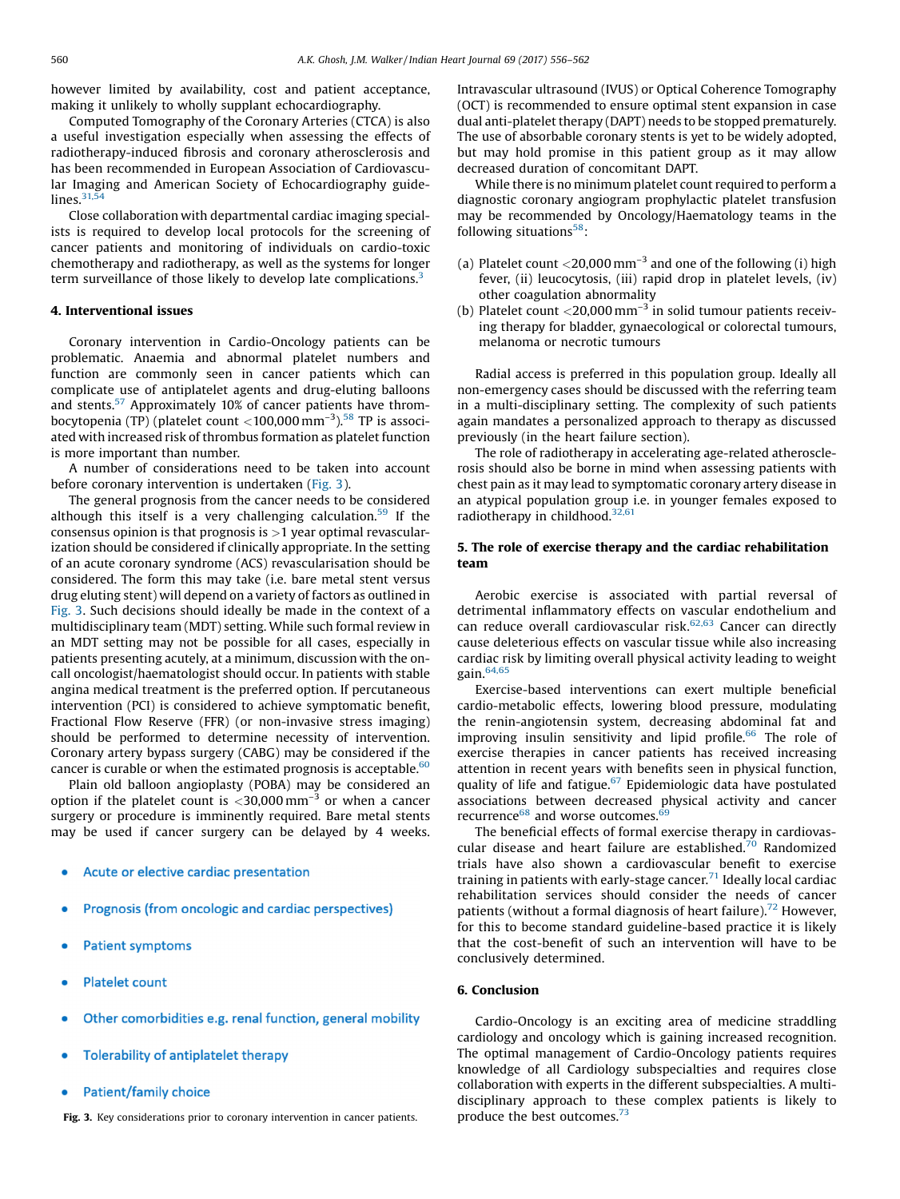however limited by availability, cost and patient acceptance, making it unlikely to wholly supplant echocardiography.

Computed Tomography of the Coronary Arteries (CTCA) is also a useful investigation especially when assessing the effects of radiotherapy-induced fibrosis and coronary atherosclerosis and has been recommended in European Association of Cardiovascular Imaging and American Society of Echocardiography guidelines.[31,54]

Close collaboration with departmental cardiac imaging specialists is required to develop local protocols for the screening of cancer patients and monitoring of individuals on cardio-toxic chemotherapy and radiotherapy, as well as the systems for longer term surveillance of those likely to develop late complications.[3]

## 4. Interventional issues

Coronary intervention in Cardio-Oncology patients can be problematic. Anaemia and abnormal platelet numbers and function are commonly seen in cancer patients which can complicate use of antiplatelet agents and drug-eluting balloons and stents.[57] Approximately 10% of cancer patients have thrombocytopenia (TP) (platelet count <100,000 $mm^{-3}$).[58] TP is associated with increased risk of thrombus formation as platelet function is more important than number.

A number of considerations need to be taken into account before coronary intervention is undertaken (Fig. 3).

The general prognosis from the cancer needs to be considered although this itself is a very challenging calculation.[59] If the consensus opinion is that prognosis is >1 year optimal revascularization should be considered if clinically appropriate. In the setting of an acute coronary syndrome (ACS) revascularisation should be considered. The form this may take (i.e. bare metal stent versus drug eluting stent) will depend on a variety of factors as outlined in Fig. 3. Such decisions should ideally be made in the context of a multidisciplinary team (MDT) setting. While such formal review in an MDT setting may not be possible for all cases, especially in patients presenting acutely, at a minimum, discussion with the on-call oncologist/haematologist should occur. In patients with stable angina medical treatment is the preferred option. If percutaneous intervention (PCI) is considered to achieve symptomatic benefit, Fractional Flow Reserve (FFR) (or non-invasive stress imaging) should be performed to determine necessity of intervention. Coronary artery bypass surgery (CABG) may be considered if the cancer is curable or when the estimated prognosis is acceptable.[60]

Plain old balloon angioplasty (POBA) may be considered an option if the platelet count is <30,000 $mm^{-3}$ or when a cancer surgery or procedure is imminently required. Bare metal stents may be used if cancer surgery can be delayed by 4 weeks.

- Acute or elective cardiac presentation
- Prognosis (from oncologic and cardiac perspectives)
- Patient symptoms
- Platelet count
- Other comorbidities e.g. renal function, general mobility
- Tolerability of antiplatelet therapy
- Patient/family choice

**Fig. 3.** Key considerations prior to coronary intervention in cancer patients.

Intravascular ultrasound (IVUS) or Optical Coherence Tomography (OCT) is recommended to ensure optimal stent expansion in case dual anti-platelet therapy (DAPT) needs to be stopped prematurely. The use of absorbable coronary stents is yet to be widely adopted, but may hold promise in this patient group as it may allow decreased duration of concomitant DAPT.

While there is no minimum platelet count required to perform a diagnostic coronary angiogram prophylactic platelet transfusion may be recommended by Oncology/Haematology teams in the following situations[58]:

(a) Platelet count <20,000 $mm^{-3}$ and one of the following (i) high fever, (ii) leucocytosis, (iii) rapid drop in platelet levels, (iv) other coagulation abnormality
(b) Platelet count <20,000 $mm^{-3}$ in solid tumour patients receiving therapy for bladder, gynaecological or colorectal tumours, melanoma or necrotic tumours

Radial access is preferred in this population group. Ideally all non-emergency cases should be discussed with the referring team in a multi-disciplinary setting. The complexity of such patients again mandates a personalized approach to therapy as discussed previously (in the heart failure section).

The role of radiotherapy in accelerating age-related atherosclerosis should also be borne in mind when assessing patients with chest pain as it may lead to symptomatic coronary artery disease in an atypical population group i.e. in younger females exposed to radiotherapy in childhood.[32,61]

## 5. The role of exercise therapy and the cardiac rehabilitation team

Aerobic exercise is associated with partial reversal of detrimental inflammatory effects on vascular endothelium and can reduce overall cardiovascular risk.[62,63] Cancer can directly cause deleterious effects on vascular tissue while also increasing cardiac risk by limiting overall physical activity leading to weight gain.[64,65]

Exercise-based interventions can exert multiple beneficial cardio-metabolic effects, lowering blood pressure, modulating the renin-angiotensin system, decreasing abdominal fat and improving insulin sensitivity and lipid profile.[66] The role of exercise therapies in cancer patients has received increasing attention in recent years with benefits seen in physical function, quality of life and fatigue.[67] Epidemiologic data have postulated associations between decreased physical activity and cancer recurrence[68] and worse outcomes.[69]

The beneficial effects of formal exercise therapy in cardiovascular disease and heart failure are established.[70] Randomized trials have also shown a cardiovascular benefit to exercise training in patients with early-stage cancer.[71] Ideally local cardiac rehabilitation services should consider the needs of cancer patients (without a formal diagnosis of heart failure).[72] However, for this to become standard guideline-based practice it is likely that the cost-benefit of such an intervention will have to be conclusively determined.

## 6. Conclusion

Cardio-Oncology is an exciting area of medicine straddling cardiology and oncology which is gaining increased recognition. The optimal management of Cardio-Oncology patients requires knowledge of all Cardiology subspecialties and requires close collaboration with experts in the different subspecialties. A multidisciplinary approach to these complex patients is likely to produce the best outcomes.[73]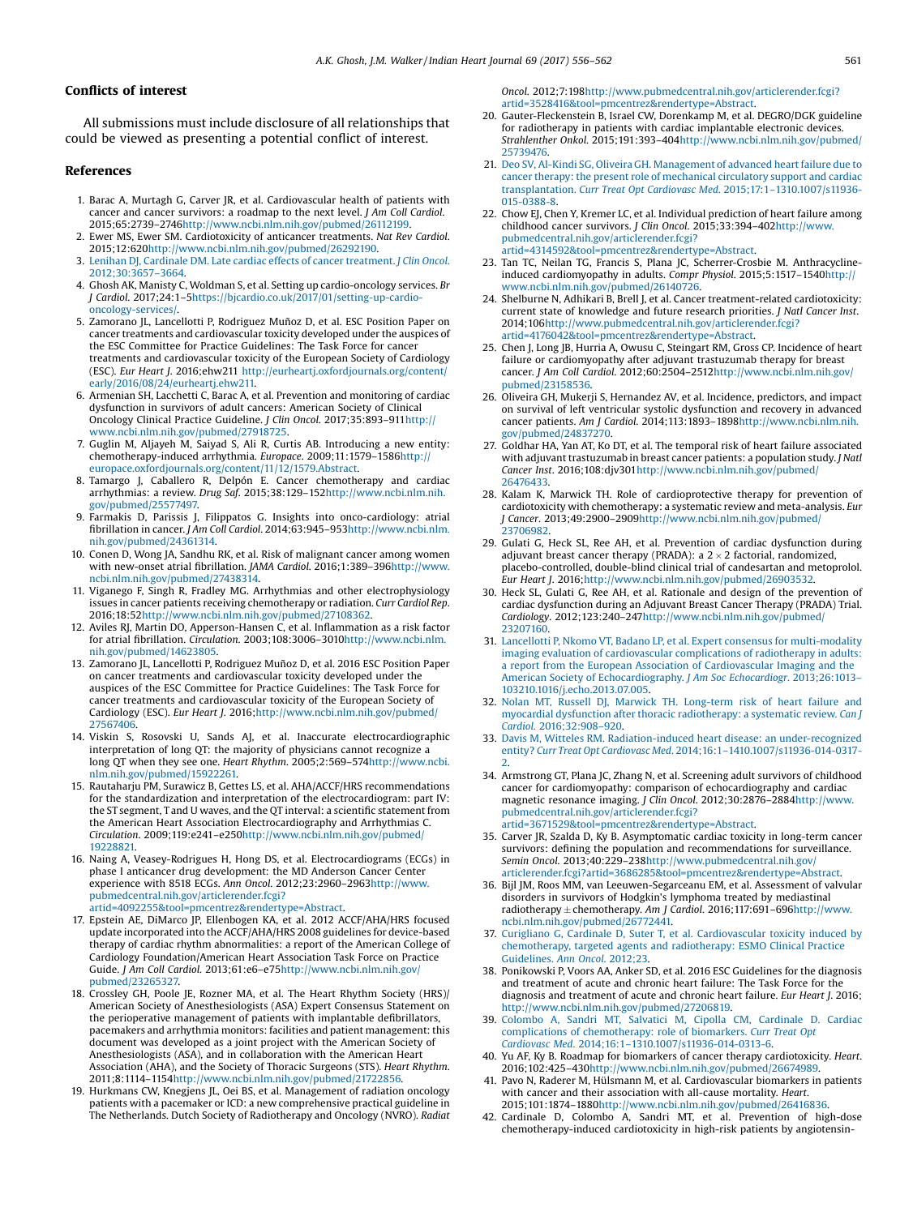## Conflicts of interest

All submissions must include disclosure of all relationships that could be viewed as presenting a potential conflict of interest.

## References

1. Barac A, Murtagh G, Carver JR, et al. Cardiovascular health of patients with cancer and cancer survivors: a roadmap to the next level. *J Am Coll Cardiol*. 2015;65:2739–2746http://www.ncbi.nlm.nih.gov/pubmed/26112199.
2. Ewer MS, Ewer SM. Cardiotoxicity of anticancer treatments. *Nat Rev Cardiol*. 2015;12:620http://www.ncbi.nlm.nih.gov/pubmed/26292190.
3. Lenihan DJ, Cardinale DM. Late cardiac effects of cancer treatment. *J Clin Oncol*. 2012;30:3657–3664.
4. Ghosh AK, Manisty C, Woldman S, et al. Setting up cardio-oncology services. *Br J Cardiol*. 2017;24:1–5https://bjcardio.co.uk/2017/01/setting-up-cardio-oncology-services/.
5. Zamorano JL, Lancellotti P, Rodriguez Muñoz D, et al. ESC Position Paper on cancer treatments and cardiovascular toxicity developed under the auspices of the ESC Committee for Practice Guidelines: The Task Force for cancer treatments and cardiovascular toxicity of the European Society of Cardiology (ESC). *Eur Heart J*. 2016;ehw211 http://eurheartj.oxfordjournals.org/content/early/2016/08/24/eurheartj.ehw211.
6. Armenian SH, Lacchetti C, Barac A, et al. Prevention and monitoring of cardiac dysfunction in survivors of adult cancers: American Society of Clinical Oncology Clinical Practice Guideline. *J Clin Oncol*. 2017;35:893–911http://www.ncbi.nlm.nih.gov/pubmed/27918725.
7. Guglin M, Aljayeh M, Saiyad S, Ali R, Curtis AB. Introducing a new entity: chemotherapy-induced arrhythmia. *Europace*. 2009;11:1579–1586http://europace.oxfordjournals.org/content/11/12/1579.Abstract.
8. Tamargo J, Caballero R, Delpón E. Cancer chemotherapy and cardiac arrhythmias: a review. *Drug Saf*. 2015;38:129–152http://www.ncbi.nlm.nih.gov/pubmed/25577497.
9. Farmakis D, Parissis J, Filippatos G. Insights into onco-cardiology: atrial fibrillation in cancer. *J Am Coll Cardiol*. 2014;63:945–953http://www.ncbi.nlm.nih.gov/pubmed/24361314.
10. Conen D, Wong JA, Sandhu RK, et al. Risk of malignant cancer among women with new-onset atrial fibrillation. *JAMA Cardiol*. 2016;1:389–396http://www.ncbi.nlm.nih.gov/pubmed/27438314.
11. Viganego F, Singh R, Fradley MG. Arrhythmias and other electrophysiology issues in cancer patients receiving chemotherapy or radiation. *Curr Cardiol Rep*. 2016;18:52http://www.ncbi.nlm.nih.gov/pubmed/27108362.
12. Aviles RJ, Martin DO, Apperson-Hansen C, et al. Inflammation as a risk factor for atrial fibrillation. *Circulation*. 2003;108:3006–3010http://www.ncbi.nlm.nih.gov/pubmed/14623805.
13. Zamorano JL, Lancellotti P, Rodriguez Muñoz D, et al. 2016 ESC Position Paper on cancer treatments and cardiovascular toxicity developed under the auspices of the ESC Committee for Practice Guidelines: The Task Force for cancer treatments and cardiovascular toxicity of the European Society of Cardiology (ESC). *Eur Heart J*. 2016;http://www.ncbi.nlm.nih.gov/pubmed/27567406.
14. Viskin S, Rosovski U, Sands AJ, et al. Inaccurate electrocardiographic interpretation of long QT: the majority of physicians cannot recognize a long QT when they see one. *Heart Rhythm*. 2005;2:569–574http://www.ncbi.nlm.nih.gov/pubmed/15922261.
15. Rautaharju PM, Surawicz B, Gettes LS, et al. AHA/ACCF/HRS recommendations for the standardization and interpretation of the electrocardiogram: part IV: the ST segment, T and U waves, and the QT interval: a scientific statement from the American Heart Association Electrocardiography and Arrhythmias C. *Circulation*. 2009;119:e241–e250http://www.ncbi.nlm.nih.gov/pubmed/19228821.
16. Naing A, Veasey-Rodrigues H, Hong DS, et al. Electrocardiograms (ECGs) in phase I anticancer drug development: the MD Anderson Cancer Center experience with 8518 ECGs. *Ann Oncol*. 2012;23:2960–2963http://www.pubmedcentral.nih.gov/articlerender.fcgi?artid=4092255&tool=pmcentrez&rendertype=Abstract.
17. Epstein AE, DiMarco JP, Ellenbogen KA, et al. 2012 ACCF/AHA/HRS focused update incorporated into the ACCF/AHA/HRS 2008 guidelines for device-based therapy of cardiac rhythm abnormalities: a report of the American College of Cardiology Foundation/American Heart Association Task Force on Practice Guide. *J Am Coll Cardiol*. 2013;61:e6–e75http://www.ncbi.nlm.nih.gov/pubmed/23265327.
18. Crossley GH, Poole JE, Rozner MA, et al. The Heart Rhythm Society (HRS)/American Society of Anesthesiologists (ASA) Expert Consensus Statement on the perioperative management of patients with implantable defibrillators, pacemakers and arrhythmia monitors: facilities and patient management: this document was developed as a joint project with the American Society of Anesthesiologists (ASA), and in collaboration with the American Heart Association (AHA), and the Society of Thoracic Surgeons (STS). *Heart Rhythm*. 2011;8:1114–1154http://www.ncbi.nlm.nih.gov/pubmed/21722856.
19. Hurkmans CW, Knegjens JL, Oei BS, et al. Management of radiation oncology patients with a pacemaker or ICD: a new comprehensive practical guideline in The Netherlands. Dutch Society of Radiotherapy and Oncology (NVRO). *Radiat Oncol*. 2012;7:198http://www.pubmedcentral.nih.gov/articlerender.fcgi?artid=3528416&tool=pmcentrez&rendertype=Abstract.
20. Gauter-Fleckenstein B, Israel CW, Dorenkamp M, et al. DEGRO/DGK guideline for radiotherapy in patients with cardiac implantable electronic devices. *Strahlenther Onkol*. 2015;191:393–404http://www.ncbi.nlm.nih.gov/pubmed/25739476.
21. Deo SV, Al-Kindi SG, Oliveira GH. Management of advanced heart failure due to cancer therapy: the present role of mechanical circulatory support and cardiac transplantation. *Curr Treat Opt Cardiovasc Med*. 2015;17:1–1310.1007/s11936-015-0388-8.
22. Chow EJ, Chen Y, Kremer LC, et al. Individual prediction of heart failure among childhood cancer survivors. *J Clin Oncol*. 2015;33:394–402http://www.pubmedcentral.nih.gov/articlerender.fcgi?artid=4314592&tool=pmcentrez&rendertype=Abstract.
23. Tan TC, Neilan TG, Francis S, Plana JC, Scherrer-Crosbie M. Anthracycline-induced cardiomyopathy in adults. *Compr Physiol*. 2015;5:1517–1540http://www.ncbi.nlm.nih.gov/pubmed/26140726.
24. Shelburne N, Adhikari B, Brell J, et al. Cancer treatment-related cardiotoxicity: current state of knowledge and future research priorities. *J Natl Cancer Inst*. 2014;106http://www.pubmedcentral.nih.gov/articlerender.fcgi?artid=4176042&tool=pmcentrez&rendertype=Abstract.
25. Chen J, Long JB, Hurria A, Owusu C, Steingart RM, Gross CP. Incidence of heart failure or cardiomyopathy after adjuvant trastuzumab therapy for breast cancer. *J Am Coll Cardiol*. 2012;60:2504–2512http://www.ncbi.nlm.nih.gov/pubmed/23158536.
26. Oliveira GH, Mukerji S, Hernandez AV, et al. Incidence, predictors, and impact on survival of left ventricular systolic dysfunction and recovery in advanced cancer patients. *Am J Cardiol*. 2014;113:1893–1898http://www.ncbi.nlm.nih.gov/pubmed/24837270.
27. Goldhar HA, Yan AT, Ko DT, et al. The temporal risk of heart failure associated with adjuvant trastuzumab in breast cancer patients: a population study. *J Natl Cancer Inst*. 2016;108:djv301http://www.ncbi.nlm.nih.gov/pubmed/26476433.
28. Kalam K, Marwick TH. Role of cardioprotective therapy for prevention of cardiotoxicity with chemotherapy: a systematic review and meta-analysis. *Eur J Cancer*. 2013;49:2900–2909http://www.ncbi.nlm.nih.gov/pubmed/23706982.
29. Gulati G, Heck SL, Ree AH, et al. Prevention of cardiac dysfunction during adjuvant breast cancer therapy (PRADA): a $2 \times 2$ factorial, randomized, placebo-controlled, double-blind clinical trial of candesartan and metoprolol. *Eur Heart J*. 2016;http://www.ncbi.nlm.nih.gov/pubmed/26903532.
30. Heck SL, Gulati G, Ree AH, et al. Rationale and design of the prevention of cardiac dysfunction during an Adjuvant Breast Cancer Therapy (PRADA) Trial. *Cardiology*. 2012;123:240–247http://www.ncbi.nlm.nih.gov/pubmed/23207160.
31. Lancellotti P, Nkomo VT, Badano LP, et al. Expert consensus for multi-modality imaging evaluation of cardiovascular complications of radiotherapy in adults: a report from the European Association of Cardiovascular Imaging and the American Society of Echocardiography. *J Am Soc Echocardiogr*. 2013;26:1013–103210.1016/j.echo.2013.07.005.
32. Nolan MT, Russell DJ, Marwick TH. Long-term risk of heart failure and myocardial dysfunction after thoracic radiotherapy: a systematic review. *Can J Cardiol*. 2016;32:908–920.
33. Davis M, Witteles RM. Radiation-induced heart disease: an under-recognized entity? *Curr Treat Opt Cardiovasc Med*. 2014;16:1–1410.1007/s11936-014-0317-2.
34. Armstrong GT, Plana JC, Zhang N, et al. Screening adult survivors of childhood cancer for cardiomyopathy: comparison of echocardiography and cardiac magnetic resonance imaging. *J Clin Oncol*. 2012;30:2876–2884http://www.pubmedcentral.nih.gov/articlerender.fcgi?artid=3671529&tool=pmcentrez&rendertype=Abstract.
35. Carver JR, Szalda D, Ky B. Asymptomatic cardiac toxicity in long-term cancer survivors: defining the population and recommendations for surveillance. *Semin Oncol*. 2013;40:229–238http://www.pubmedcentral.nih.gov/articlerender.fcgi?artid=3686285&tool=pmcentrez&rendertype=Abstract.
36. Bijl JM, Roos MM, van Leeuwen-Segarceanu EM, et al. Assessment of valvular disorders in survivors of Hodgkin's lymphoma treated by mediastinal radiotherapy ± chemotherapy. *Am J Cardiol*. 2016;117:691–696http://www.ncbi.nlm.nih.gov/pubmed/26772441.
37. Curigliano G, Cardinale D, Suter T, et al. Cardiovascular toxicity induced by chemotherapy, targeted agents and radiotherapy: ESMO Clinical Practice Guidelines. *Ann Oncol*. 2012;23.
38. Ponikowski P, Voors AA, Anker SD, et al. 2016 ESC Guidelines for the diagnosis and treatment of acute and chronic heart failure: The Task Force for the diagnosis and treatment of acute and chronic heart failure. *Eur Heart J*. 2016;http://www.ncbi.nlm.nih.gov/pubmed/27206819.
39. Colombo A, Sandri MT, Salvatici M, Cipolla CM, Cardinale D. Cardiac complications of chemotherapy: role of biomarkers. *Curr Treat Opt Cardiovasc Med*. 2014;16:1–1310.1007/s11936-014-0313-6.
40. Yu AF, Ky B. Roadmap for biomarkers of cancer therapy cardiotoxicity. *Heart*. 2016;102:425–430http://www.ncbi.nlm.nih.gov/pubmed/26674989.
41. Pavo N, Raderer M, Hülsmann M, et al. Cardiovascular biomarkers in patients with cancer and their association with all-cause mortality. *Heart*. 2015;101:1874–1880http://www.ncbi.nlm.nih.gov/pubmed/26416836.
42. Cardinale D, Colombo A, Sandri MT, et al. Prevention of high-dose chemotherapy-induced cardiotoxicity in high-risk patients by angiotensin-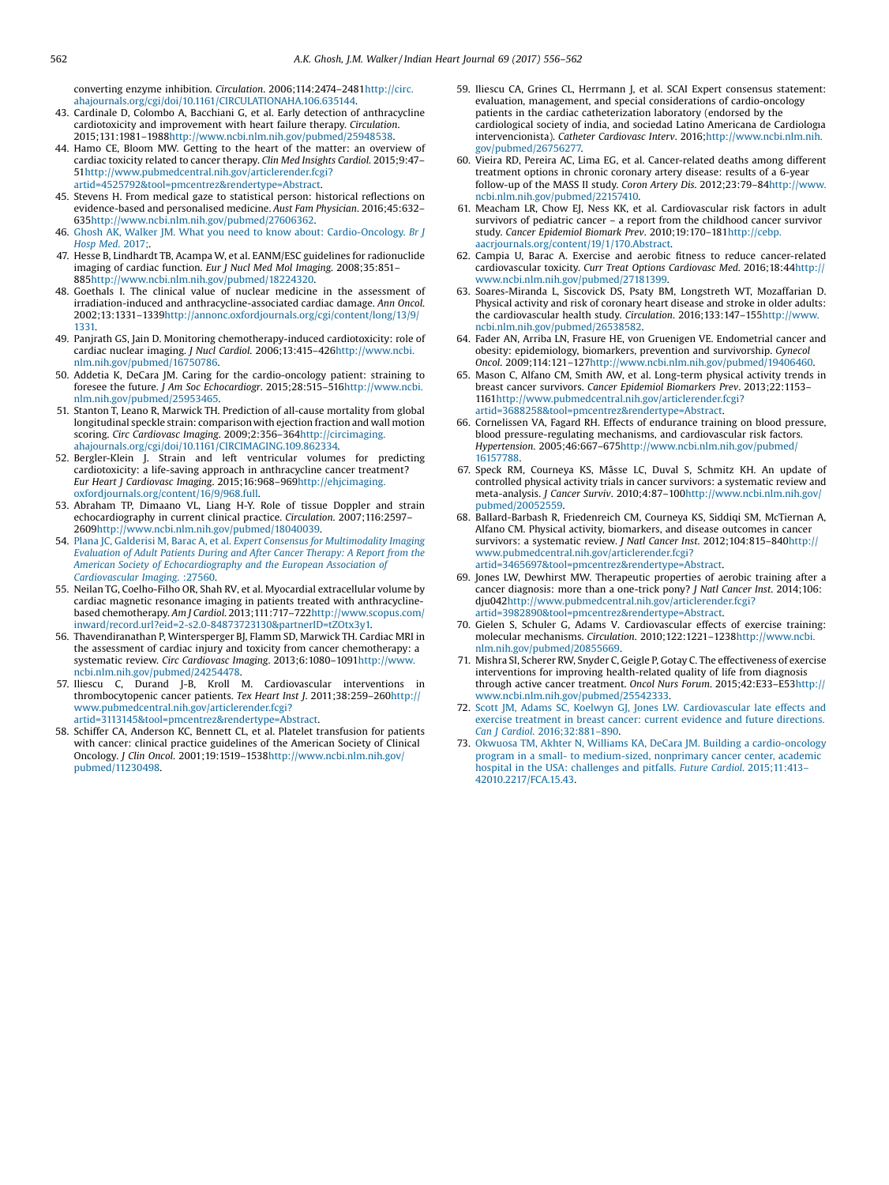converting enzyme inhibition. *Circulation*. 2006;114:2474–2481http://circ.ahajournals.org/cgi/doi/10.1161/CIRCULATIONAHA.106.635144.

43. Cardinale D, Colombo A, Bacchiani G, et al. Early detection of anthracycline cardiotoxicity and improvement with heart failure therapy. *Circulation*. 2015;131:1981–1988http://www.ncbi.nlm.nih.gov/pubmed/25948538.
44. Hamo CE, Bloom MW. Getting to the heart of the matter: an overview of cardiac toxicity related to cancer therapy. *Clin Med Insights Cardiol*. 2015;9:47–51http://www.pubmedcentral.nih.gov/articlerender.fcgi?artid=4525792&tool=pmcentrez&rendertype=Abstract.
45. Stevens H. From medical gaze to statistical person: historical reflections on evidence-based and personalised medicine. *Aust Fam Physician*. 2016;45:632–635http://www.ncbi.nlm.nih.gov/pubmed/27606362.
46. Ghosh AK, Walker JM. What you need to know about: Cardio-Oncology. *Br J Hosp Med*. 2017;.
47. Hesse B, Lindhardt TB, Acampa W, et al. EANM/ESC guidelines for radionuclide imaging of cardiac function. *Eur J Nucl Med Mol Imaging*. 2008;35:851–885http://www.ncbi.nlm.nih.gov/pubmed/18224320.
48. Goethals I. The clinical value of nuclear medicine in the assessment of irradiation-induced and anthracycline-associated cardiac damage. *Ann Oncol*. 2002;13:1331–1339http://annonc.oxfordjournals.org/cgi/content/long/13/9/1331.
49. Panjrath GS, Jain D. Monitoring chemotherapy-induced cardiotoxicity: role of cardiac nuclear imaging. *J Nucl Cardiol*. 2006;13:415–426http://www.ncbi.nlm.nih.gov/pubmed/16750786.
50. Addetia K, DeCara JM. Caring for the cardio-oncology patient: straining to foresee the future. *J Am Soc Echocardiogr*. 2015;28:515–516http://www.ncbi.nlm.nih.gov/pubmed/25953465.
51. Stanton T, Leano R, Marwick TH. Prediction of all-cause mortality from global longitudinal speckle strain: comparison with ejection fraction and wall motion scoring. *Circ Cardiovasc Imaging*. 2009;2:356–364http://circimaging.ahajournals.org/cgi/doi/10.1161/CIRCIMAGING.109.862334.
52. Bergler-Klein J. Strain and left ventricular volumes for predicting cardiotoxicity: a life-saving approach in anthracycline cancer treatment? *Eur Heart J Cardiovasc Imaging*. 2015;16:968–969http://ehjcimaging.oxfordjournals.org/content/16/9/968.full.
53. Abraham TP, Dimaano VL, Liang H-Y. Role of tissue Doppler and strain echocardiography in current clinical practice. *Circulation*. 2007;116:2597–2609http://www.ncbi.nlm.nih.gov/pubmed/18040039.
54. Plana JC, Galderisi M, Barac A, et al. *Expert Consensus for Multimodality Imaging Evaluation of Adult Patients During and After Cancer Therapy: A Report from the American Society of Echocardiography and the European Association of Cardiovascular Imaging*. :27560.
55. Neilan TG, Coelho-Filho OR, Shah RV, et al. Myocardial extracellular volume by cardiac magnetic resonance imaging in patients treated with anthracycline-based chemotherapy. *Am J Cardiol*. 2013;111:717–722http://www.scopus.com/inward/record.url?eid=2-s2.0-84873723130&partnerID=tZOtx3y1.
56. Thavendiranathan P, Wintersperger BJ, Flamm SD, Marwick TH. Cardiac MRI in the assessment of cardiac injury and toxicity from cancer chemotherapy: a systematic review. *Circ Cardiovasc Imaging*. 2013;6:1080–1091http://www.ncbi.nlm.nih.gov/pubmed/24254478.
57. Iliescu C, Durand J-B, Kroll M. Cardiovascular interventions in thrombocytopenic cancer patients. *Tex Heart Inst J*. 2011;38:259–260http://www.pubmedcentral.nih.gov/articlerender.fcgi?artid=3113145&tool=pmcentrez&rendertype=Abstract.
58. Schiffer CA, Anderson KC, Bennett CL, et al. Platelet transfusion for patients with cancer: clinical practice guidelines of the American Society of Clinical Oncology. *J Clin Oncol*. 2001;19:1519–1538http://www.ncbi.nlm.nih.gov/pubmed/11230498.
59. Iliescu CA, Grines CL, Herrmann J, et al. SCAI Expert consensus statement: evaluation, management, and special considerations of cardio-oncology patients in the cardiac catheterization laboratory (endorsed by the cardiological society of india, and sociedad Latino Americana de Cardiologıa intervencionista). *Catheter Cardiovasc Interv*. 2016;http://www.ncbi.nlm.nih.gov/pubmed/26756277.
60. Vieira RD, Pereira AC, Lima EG, et al. Cancer-related deaths among different treatment options in chronic coronary artery disease: results of a 6-year follow-up of the MASS II study. *Coron Artery Dis*. 2012;23:79–84http://www.ncbi.nlm.nih.gov/pubmed/22157410.
61. Meacham LR, Chow EJ, Ness KK, et al. Cardiovascular risk factors in adult survivors of pediatric cancer – a report from the childhood cancer survivor study. *Cancer Epidemiol Biomark Prev*. 2010;19:170–181http://cebp.aacrjournals.org/content/19/1/170.Abstract.
62. Campia U, Barac A. Exercise and aerobic fitness to reduce cancer-related cardiovascular toxicity. *Curr Treat Options Cardiovasc Med*. 2016;18:44http://www.ncbi.nlm.nih.gov/pubmed/27181399.
63. Soares-Miranda L, Siscovick DS, Psaty BM, Longstreth WT, Mozaffarian D. Physical activity and risk of coronary heart disease and stroke in older adults: the cardiovascular health study. *Circulation*. 2016;133:147–155http://www.ncbi.nlm.nih.gov/pubmed/26538582.
64. Fader AN, Arriba LN, Frasure HE, von Gruenigen VE. Endometrial cancer and obesity: epidemiology, biomarkers, prevention and survivorship. *Gynecol Oncol*. 2009;114:121–127http://www.ncbi.nlm.nih.gov/pubmed/19406460.
65. Mason C, Alfano CM, Smith AW, et al. Long-term physical activity trends in breast cancer survivors. *Cancer Epidemiol Biomarkers Prev*. 2013;22:1153–1161http://www.pubmedcentral.nih.gov/articlerender.fcgi?artid=3688258&tool=pmcentrez&rendertype=Abstract.
66. Cornelissen VA, Fagard RH. Effects of endurance training on blood pressure, blood pressure-regulating mechanisms, and cardiovascular risk factors. *Hypertension*. 2005;46:667–675http://www.ncbi.nlm.nih.gov/pubmed/16157788.
67. Speck RM, Courneya KS, Mâsse LC, Duval S, Schmitz KH. An update of controlled physical activity trials in cancer survivors: a systematic review and meta-analysis. *J Cancer Surviv*. 2010;4:87–100http://www.ncbi.nlm.nih.gov/pubmed/20052559.
68. Ballard-Barbash R, Friedenreich CM, Courneya KS, Siddiqi SM, McTiernan A, Alfano CM. Physical activity, biomarkers, and disease outcomes in cancer survivors: a systematic review. *J Natl Cancer Inst*. 2012;104:815–840http://www.pubmedcentral.nih.gov/articlerender.fcgi?artid=3465697&tool=pmcentrez&rendertype=Abstract.
69. Jones LW, Dewhirst MW. Therapeutic properties of aerobic training after a cancer diagnosis: more than a one-trick pony? *J Natl Cancer Inst*. 2014;106:dju042http://www.pubmedcentral.nih.gov/articlerender.fcgi?artid=3982890&tool=pmcentrez&rendertype=Abstract.
70. Gielen S, Schuler G, Adams V. Cardiovascular effects of exercise training: molecular mechanisms. *Circulation*. 2010;122:1221–1238http://www.ncbi.nlm.nih.gov/pubmed/20855669.
71. Mishra SI, Scherer RW, Snyder C, Geigle P, Gotay C. The effectiveness of exercise interventions for improving health-related quality of life from diagnosis through active cancer treatment. *Oncol Nurs Forum*. 2015;42:E33–E53http://www.ncbi.nlm.nih.gov/pubmed/25542333.
72. Scott JM, Adams SC, Koelwyn GJ, Jones LW. Cardiovascular late effects and exercise treatment in breast cancer: current evidence and future directions. *Can J Cardiol*. 2016;32:881–890.
73. Okwuosa TM, Akhter N, Williams KA, DeCara JM. Building a cardio-oncology program in a small- to medium-sized, nonprimary cancer center, academic hospital in the USA: challenges and pitfalls. *Future Cardiol*. 2015;11:413–42010.2217/FCA.15.43.